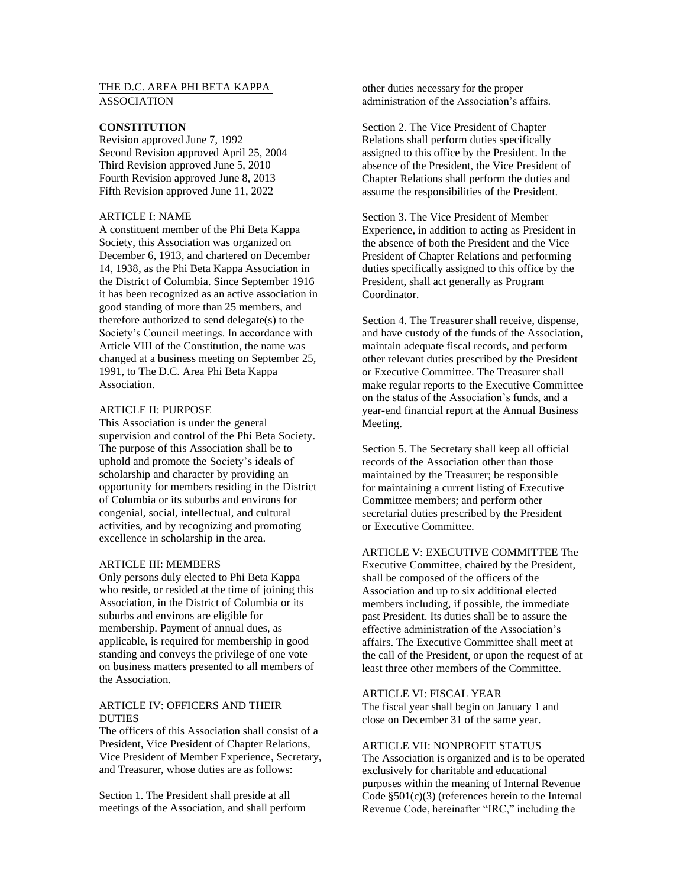THE D.C. AREA PHI BETA KAPPA ASSOCIATION

## CONSTITUTION

Revision approved June 7, 1992
Second Revision approved April 25, 2004
Third Revision approved June 5, 2010
Fourth Revision approved June 8, 2013
Fifth Revision approved June 11, 2022

### ARTICLE I: NAME

A constituent member of the Phi Beta Kappa Society, this Association was organized on December 6, 1913, and chartered on December 14, 1938, as the Phi Beta Kappa Association in the District of Columbia. Since September 1916 it has been recognized as an active association in good standing of more than 25 members, and therefore authorized to send delegate(s) to the Society's Council meetings. In accordance with Article VIII of the Constitution, the name was changed at a business meeting on September 25, 1991, to The D.C. Area Phi Beta Kappa Association.

### ARTICLE II: PURPOSE

This Association is under the general supervision and control of the Phi Beta Society. The purpose of this Association shall be to uphold and promote the Society's ideals of scholarship and character by providing an opportunity for members residing in the District of Columbia or its suburbs and environs for congenial, social, intellectual, and cultural activities, and by recognizing and promoting excellence in scholarship in the area.

### ARTICLE III: MEMBERS

Only persons duly elected to Phi Beta Kappa who reside, or resided at the time of joining this Association, in the District of Columbia or its suburbs and environs are eligible for membership. Payment of annual dues, as applicable, is required for membership in good standing and conveys the privilege of one vote on business matters presented to all members of the Association.

### ARTICLE IV: OFFICERS AND THEIR DUTIES

The officers of this Association shall consist of a President, Vice President of Chapter Relations, Vice President of Member Experience, Secretary, and Treasurer, whose duties are as follows:

Section 1. The President shall preside at all meetings of the Association, and shall perform other duties necessary for the proper administration of the Association's affairs.

Section 2. The Vice President of Chapter Relations shall perform duties specifically assigned to this office by the President. In the absence of the President, the Vice President of Chapter Relations shall perform the duties and assume the responsibilities of the President.

Section 3. The Vice President of Member Experience, in addition to acting as President in the absence of both the President and the Vice President of Chapter Relations and performing duties specifically assigned to this office by the President, shall act generally as Program Coordinator.

Section 4. The Treasurer shall receive, dispense, and have custody of the funds of the Association, maintain adequate fiscal records, and perform other relevant duties prescribed by the President or Executive Committee. The Treasurer shall make regular reports to the Executive Committee on the status of the Association's funds, and a year-end financial report at the Annual Business Meeting.

Section 5. The Secretary shall keep all official records of the Association other than those maintained by the Treasurer; be responsible for maintaining a current listing of Executive Committee members; and perform other secretarial duties prescribed by the President or Executive Committee.

### ARTICLE V: EXECUTIVE COMMITTEE

The Executive Committee, chaired by the President, shall be composed of the officers of the Association and up to six additional elected members including, if possible, the immediate past President. Its duties shall be to assure the effective administration of the Association's affairs. The Executive Committee shall meet at the call of the President, or upon the request of at least three other members of the Committee.

### ARTICLE VI: FISCAL YEAR

The fiscal year shall begin on January 1 and close on December 31 of the same year.

### ARTICLE VII: NONPROFIT STATUS

The Association is organized and is to be operated exclusively for charitable and educational purposes within the meaning of Internal Revenue Code §501(c)(3) (references herein to the Internal Revenue Code, hereinafter "IRC," including the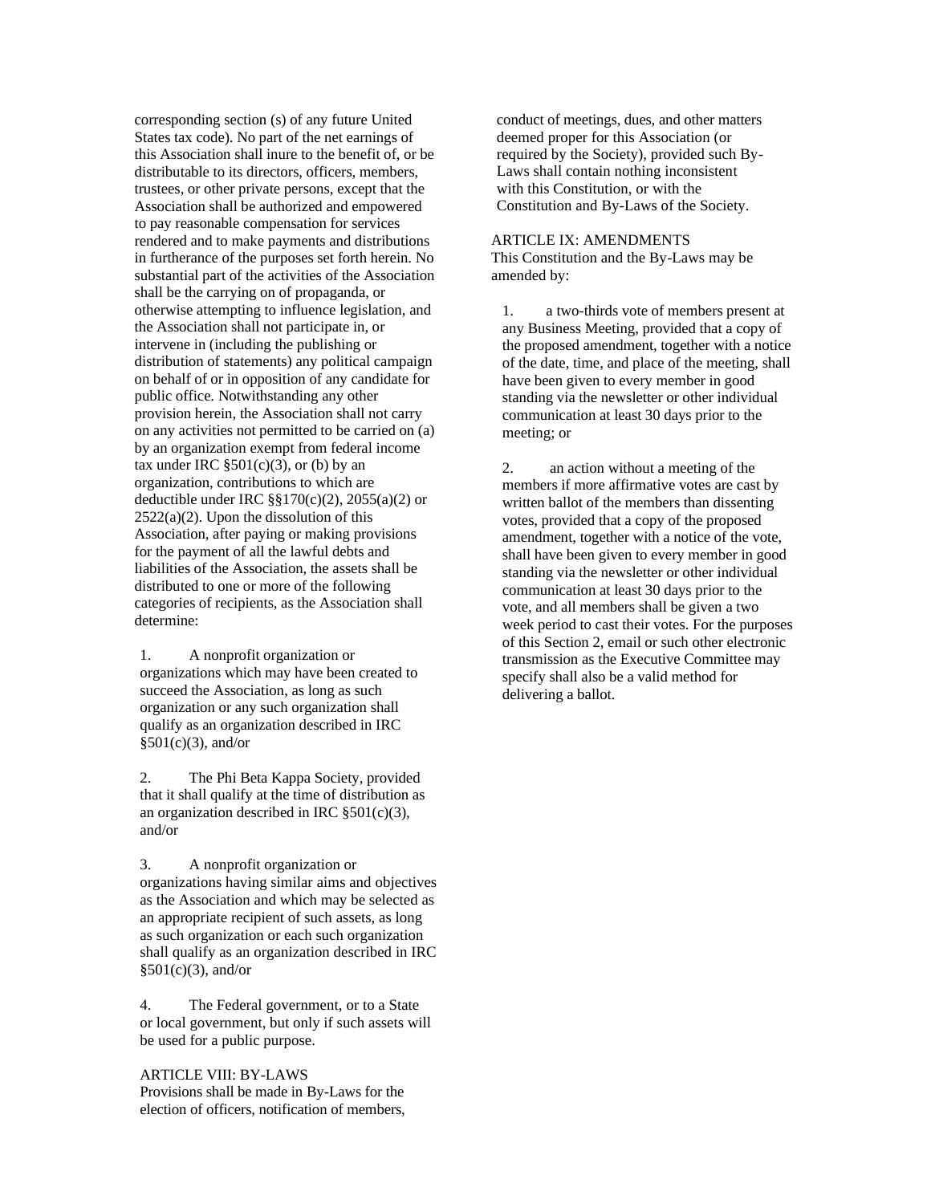corresponding section (s) of any future United States tax code). No part of the net earnings of this Association shall inure to the benefit of, or be distributable to its directors, officers, members, trustees, or other private persons, except that the Association shall be authorized and empowered to pay reasonable compensation for services rendered and to make payments and distributions in furtherance of the purposes set forth herein. No substantial part of the activities of the Association shall be the carrying on of propaganda, or otherwise attempting to influence legislation, and the Association shall not participate in, or intervene in (including the publishing or distribution of statements) any political campaign on behalf of or in opposition of any candidate for public office. Notwithstanding any other provision herein, the Association shall not carry on any activities not permitted to be carried on (a) by an organization exempt from federal income tax under IRC §501(c)(3), or (b) by an organization, contributions to which are deductible under IRC §§170(c)(2), 2055(a)(2) or 2522(a)(2). Upon the dissolution of this Association, after paying or making provisions for the payment of all the lawful debts and liabilities of the Association, the assets shall be distributed to one or more of the following categories of recipients, as the Association shall determine:

1. A nonprofit organization or organizations which may have been created to succeed the Association, as long as such organization or any such organization shall qualify as an organization described in IRC §501(c)(3), and/or

2. The Phi Beta Kappa Society, provided that it shall qualify at the time of distribution as an organization described in IRC §501(c)(3), and/or

3. A nonprofit organization or organizations having similar aims and objectives as the Association and which may be selected as an appropriate recipient of such assets, as long as such organization or each such organization shall qualify as an organization described in IRC §501(c)(3), and/or

4. The Federal government, or to a State or local government, but only if such assets will be used for a public purpose.

ARTICLE VIII: BY-LAWS

Provisions shall be made in By-Laws for the election of officers, notification of members, conduct of meetings, dues, and other matters deemed proper for this Association (or required by the Society), provided such By-Laws shall contain nothing inconsistent with this Constitution, or with the Constitution and By-Laws of the Society.

ARTICLE IX: AMENDMENTS

This Constitution and the By-Laws may be amended by:

1. a two-thirds vote of members present at any Business Meeting, provided that a copy of the proposed amendment, together with a notice of the date, time, and place of the meeting, shall have been given to every member in good standing via the newsletter or other individual communication at least 30 days prior to the meeting; or

2. an action without a meeting of the members if more affirmative votes are cast by written ballot of the members than dissenting votes, provided that a copy of the proposed amendment, together with a notice of the vote, shall have been given to every member in good standing via the newsletter or other individual communication at least 30 days prior to the vote, and all members shall be given a two week period to cast their votes. For the purposes of this Section 2, email or such other electronic transmission as the Executive Committee may specify shall also be a valid method for delivering a ballot.